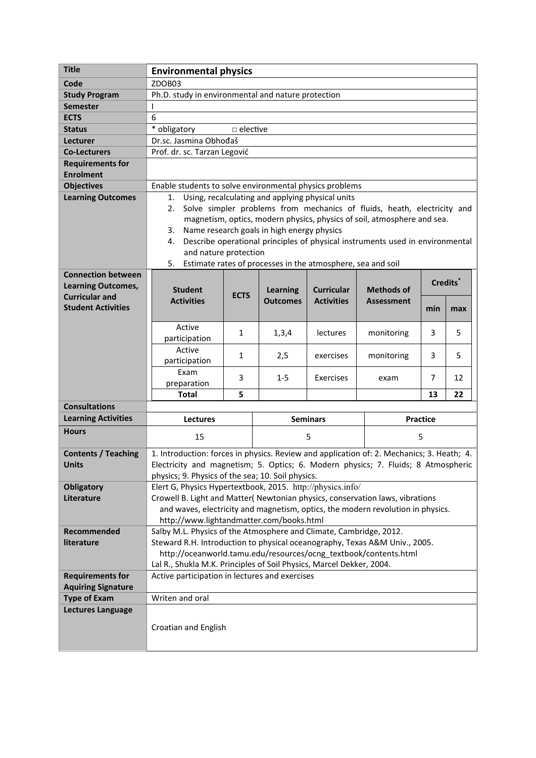| Title | **Environmental physics** |
|---|---|
| Code | ZDOB03 |
| Study Program | Ph.D. study in environmental and nature protection |
| Semester | I |
| ECTS | 6 |
| Status | * obligatory □ elective |
| Lecturer | Dr.sc. Jasmina Obhođaš |
| Co-Lecturers | Prof. dr. sc. Tarzan Legović |
| Requirements for Enrolment | |
| Objectives | Enable students to solve environmental physics problems |
| Learning Outcomes | 1. Using, recalculating and applying physical units<br>2. Solve simpler problems from mechanics of fluids, heath, electricity and magnetism, optics, modern physics, physics of soil, atmosphere and sea.<br>3. Name research goals in high energy physics<br>4. Describe operational principles of physical instruments used in environmental and nature protection<br>5. Estimate rates of processes in the atmosphere, sea and soil |

**Connection between Learning Outcomes, Curricular and Student Activities**

| Student Activities | ECTS | Learning Outcomes | Curricular Activities | Methods of Assessment | Credits* | |
|---|---|---|---|---|---|---|
| | | | | | min | max |
| Active participation | 1 | 1,3,4 | lectures | monitoring | 3 | 5 |
| Active participation | 1 | 2,5 | exercises | monitoring | 3 | 5 |
| Exam preparation | 3 | 1-5 | Exercises | exam | 7 | 12 |
| **Total** | **5** | | | | **13** | **22** |

| Consultations | | | |
|---|---|---|---|
| Learning Activities | **Lectures** | **Seminars** | **Practice** |
| Hours | 15 | 5 | 5 |

| Contents / Teaching Units | 1. Introduction: forces in physics. Review and application of: 2. Mechanics; 3. Heath; 4. Electricity and magnetism; 5. Optics; 6. Modern physics; 7. Fluids; 8 Atmospheric physics; 9. Physics of the sea; 10. Soil physics. |
|---|---|
| Obligatory Literature | Elert G, Physics Hypertextbook, 2015. http://physics.info/<br>Crowell B. Light and Matter( Newtonian physics, conservation laws, vibrations and waves, electricity and magnetism, optics, the modern revolution in physics. http://www.lightandmatter.com/books.html |
| Recommended literature | Salby M.L. Physics of the Atmosphere and Climate, Cambridge, 2012.<br>Steward R.H. Introduction to physical oceanography, Texas A&M Univ., 2005. http://oceanworld.tamu.edu/resources/ocng_textbook/contents.html<br>Lal R., Shukla M.K. Principles of Soil Physics, Marcel Dekker, 2004. |
| Requirements for Aquiring Signature | Active participation in lectures and exercises |
| Type of Exam | Writen and oral |
| Lectures Language | Croatian and English |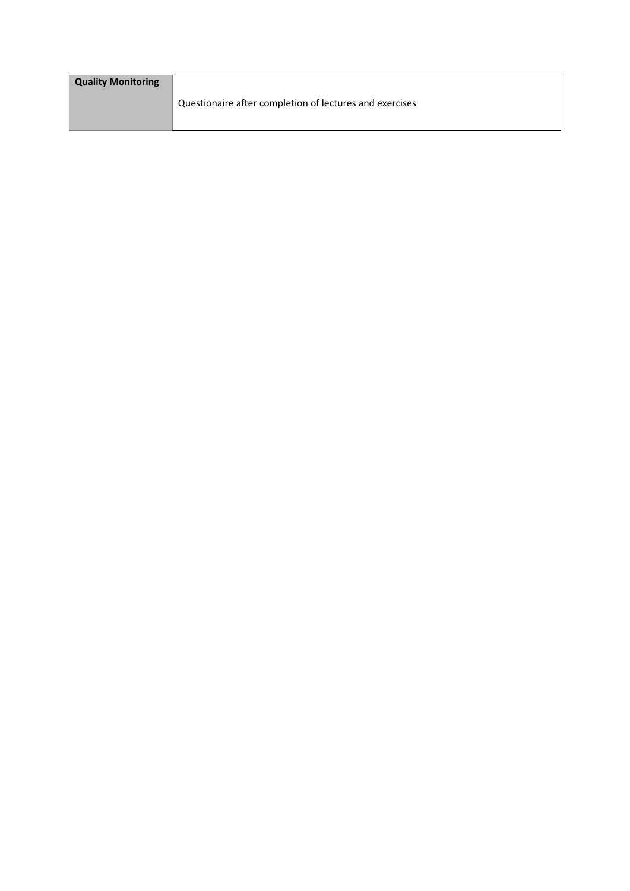| | |
|---|---|
| **Quality Monitoring** | Questionaire after completion of lectures and exercises |